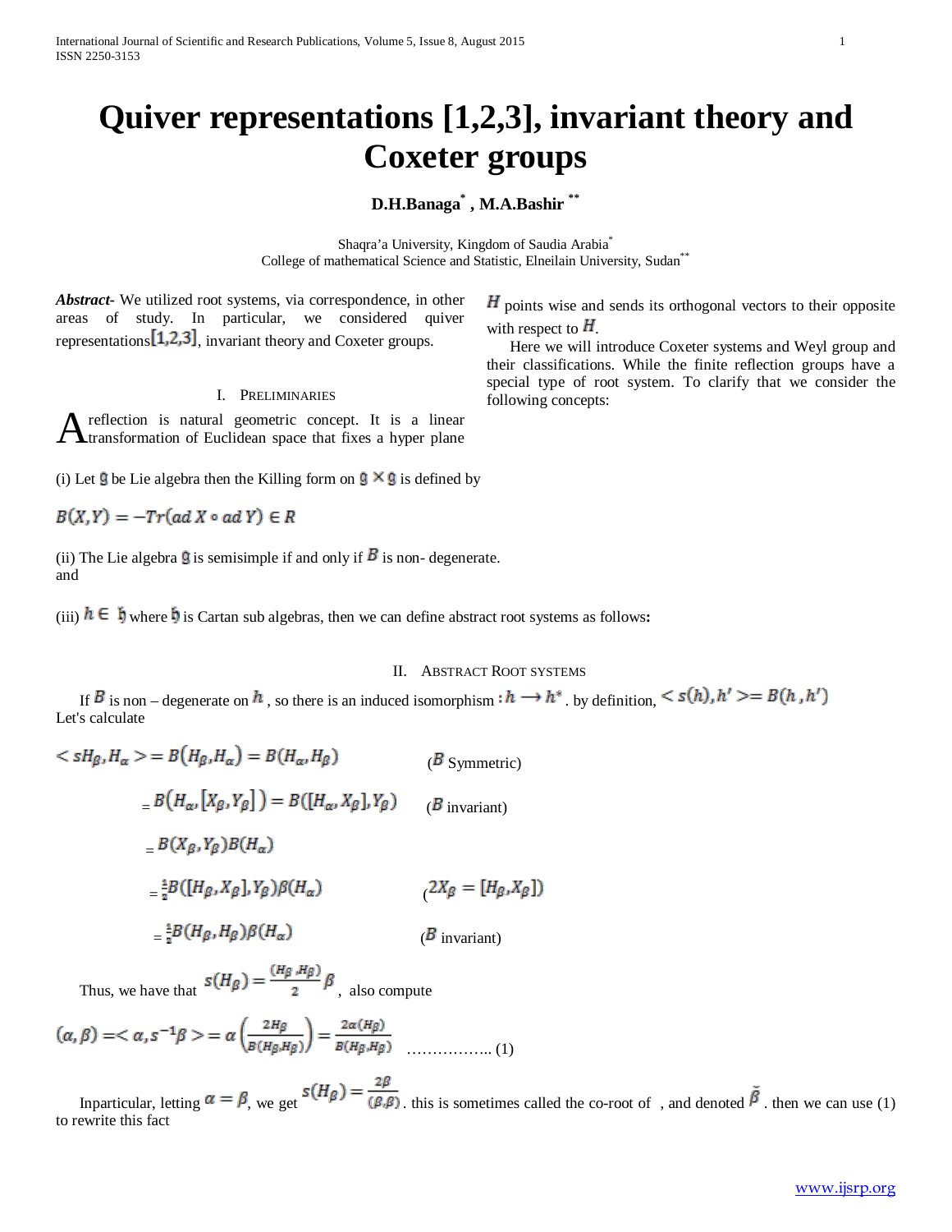# Quiver representations [1,2,3], invariant theory and Coxeter groups

**D.H.Banaga[*] , M.A.Bashir [**]**

Shaqra'a University, Kingdom of Saudia Arabia[*]
College of mathematical Science and Statistic, Elneilain University, Sudan[**]

***Abstract-*** We utilized root systems, via correspondence, in other areas of study. In particular, we considered quiver representations[1,2,3], invariant theory and Coxeter groups.

## I. Preliminaries

A reflection is natural geometric concept. It is a linear transformation of Euclidean space that fixes a hyper plane $H$ points wise and sends its orthogonal vectors to their opposite with respect to $H$.

Here we will introduce Coxeter systems and Weyl group and their classifications. While the finite reflection groups have a special type of root system. To clarify that we consider the following concepts:

(i) Let $\mathfrak{g}$ be Lie algebra then the Killing form on $\mathfrak{g} \times \mathfrak{g}$ is defined by

$$B(X,Y) = -Tr(ad\, X \circ ad\, Y) \in R$$

(ii) The Lie algebra $\mathfrak{g}$ is semisimple if and only if $B$ is non- degenerate.
and

(iii) $h \in \mathfrak{h}$ where $\mathfrak{h}$ is Cartan sub algebras, then we can define abstract root systems as follows**:**

## II. Abstract Root systems

If $B$ is non – degenerate on $h$, so there is an induced isomorphism $: h \longrightarrow h^*$. by definition, $< s(h), h' >= B(h, h')$
Let's calculate

$$< sH_\beta, H_\alpha >= B(H_\beta, H_\alpha) = B(H_\alpha, H_\beta) \qquad (B \text{ Symmetric})$$

$$= B(H_\alpha, [X_\beta, Y_\beta]) = B([H_\alpha, X_\beta], Y_\beta) \qquad (B \text{ invariant})$$

$$= B(X_\beta, Y_\beta)B(H_\alpha)$$

$$= \tfrac{1}{2}B([H_\beta, X_\beta], Y_\beta)\beta(H_\alpha) \qquad (2X_\beta = [H_\beta, X_\beta])$$

$$= \tfrac{1}{2}B(H_\beta, H_\beta)\beta(H_\alpha) \qquad (B \text{ invariant})$$

Thus, we have that $s(H_\beta) = \frac{(H_\beta, H_\beta)}{2}\beta$, also compute

$$(\alpha, \beta) =< \alpha, s^{-1}\beta >= \alpha\left(\frac{2H_\beta}{B(H_\beta, H_\beta)}\right) = \frac{2\alpha(H_\beta)}{B(H_\beta, H_\beta)} \quad \ldots\ldots\ldots\ldots\ldots\ldots (1)$$

Inparticular, letting $\alpha = \beta$, we get $s(H_\beta) = \frac{2\beta}{(\beta,\beta)}$. this is sometimes called the co-root of , and denoted $\check{\beta}$. then we can use (1) to rewrite this fact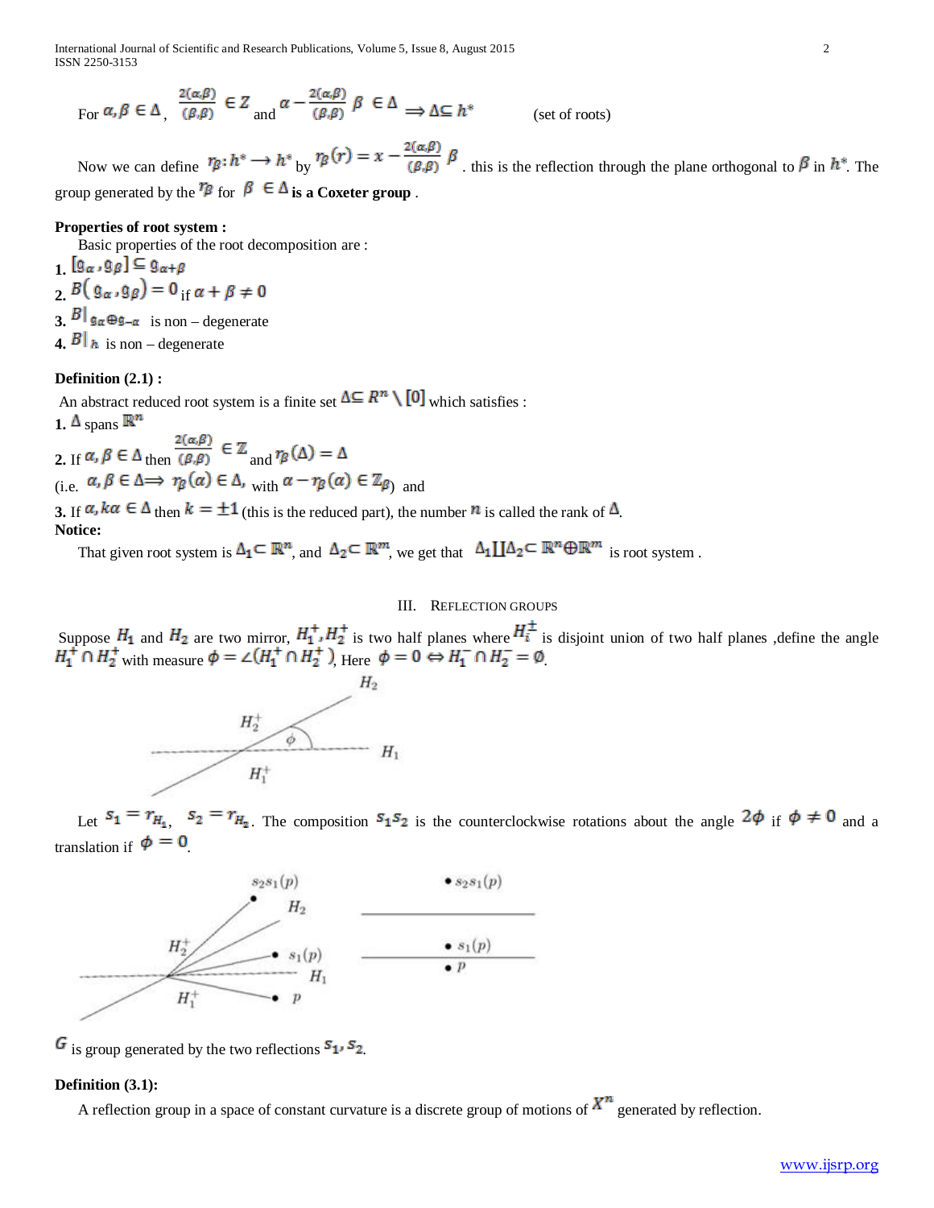For $\alpha, \beta \in \Delta$, $\frac{2(\alpha,\beta)}{(\beta,\beta)} \in Z$ and $\alpha - \frac{2(\alpha,\beta)}{(\beta,\beta)} \beta \in \Delta \Rightarrow \Delta \subseteq h^*$ (set of roots)

Now we can define $r_\beta : h^* \to h^*$ by $r_\beta(r) = x - \frac{2(\alpha,\beta)}{(\beta,\beta)} \beta$ . this is the reflection through the plane orthogonal to $\beta$ in $h^*$. The group generated by the $r_\beta$ for $\beta \in \Delta$ **is a Coxeter group** .

**Properties of root system :**

Basic properties of the root decomposition are :

1. $[\mathfrak{g}_\alpha, \mathfrak{g}_\beta] \subseteq \mathfrak{g}_{\alpha+\beta}$
2. $B(\mathfrak{g}_\alpha, \mathfrak{g}_\beta) = 0$ if $\alpha + \beta \neq 0$
3. $B|_{\mathfrak{g}_\alpha \oplus \mathfrak{g}_{-\alpha}}$ is non – degenerate
4. $B|_h$ is non – degenerate

**Definition (2.1) :**

An abstract reduced root system is a finite set $\Delta \subseteq R^n \setminus [0]$ which satisfies :

1. $\Delta$ spans $\mathbb{R}^n$
2. If $\alpha, \beta \in \Delta$ then $\frac{2(\alpha,\beta)}{(\beta,\beta)} \in \mathbb{Z}$ and $r_\beta(\Delta) = \Delta$

(i.e. $\alpha, \beta \in \Delta \Longrightarrow r_\beta(\alpha) \in \Delta,$ with $\alpha - r_\beta(\alpha) \in \mathbb{Z}_\beta$) and

3. If $\alpha, k\alpha \in \Delta$ then $k = \pm 1$ (this is the reduced part), the number $n$ is called the rank of $\Delta$.

**Notice:**

That given root system is $\Delta_1 \subset \mathbb{R}^n$, and $\Delta_2 \subset \mathbb{R}^m$, we get that $\Delta_1 \coprod \Delta_2 \subset \mathbb{R}^n \oplus \mathbb{R}^m$ is root system .

## III. Reflection Groups

Suppose $H_1$ and $H_2$ are two mirror, $H_1^+, H_2^+$ is two half planes where $H_i^\pm$ is disjoint union of two half planes ,define the angle $H_1^+ \cap H_2^+$ with measure $\phi = \angle(H_1^+ \cap H_2^+)$, Here $\phi = 0 \Leftrightarrow H_1^- \cap H_2^- = \emptyset$.

$H_2$

$H_2^+$

$\phi$

$H_1$

$H_1^+$

Let $s_1 = r_{H_1}$, $s_2 = r_{H_2}$. The composition $s_1 s_2$ is the counterclockwise rotations about the angle $2\phi$ if $\phi \neq 0$ and a translation if $\phi = 0$.

$s_2 s_1(p)$

$H_2$

$H_2^+$

$s_1(p)$

$H_1$

$H_1^+$

$p$

$s_2 s_1(p)$

$s_1(p)$

$p$

$G$ is group generated by the two reflections $s_1, s_2$.

**Definition (3.1):**

A reflection group in a space of constant curvature is a discrete group of motions of $X^n$ generated by reflection.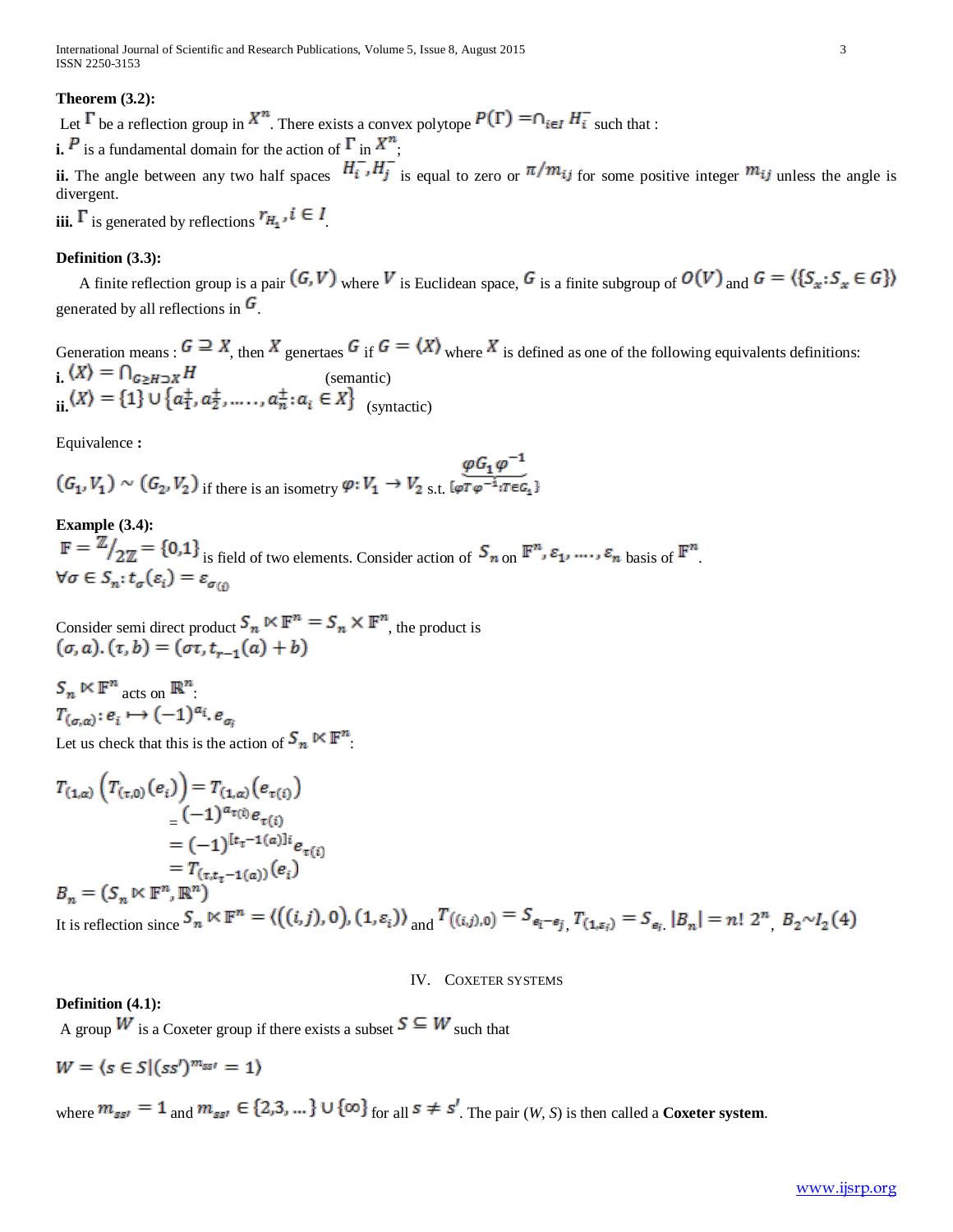**Theorem (3.2):**

Let $\Gamma$ be a reflection group in $X^n$. There exists a convex polytope $P(\Gamma) = \cap_{i\in I} H_i^-$ such that :

**i.** $P$ is a fundamental domain for the action of $\Gamma$ in $X^n$;

**ii.** The angle between any two half spaces $H_i^-, H_j^-$ is equal to zero or $\pi/m_{ij}$ for some positive integer $m_{ij}$ unless the angle is divergent.

**iii.** $\Gamma$ is generated by reflections $r_{H_i}, i \in I$.

**Definition (3.3):**

A finite reflection group is a pair $(G, V)$ where $V$ is Euclidean space, $G$ is a finite subgroup of $O(V)$ and $G = \langle \{S_x : S_x \in G\} \rangle$ generated by all reflections in $G$.

Generation means : $G \supseteq X$, then $X$ genertaes $G$ if $G = \langle X \rangle$ where $X$ is defined as one of the following equivalents definitions:

**i.** $\langle X \rangle = \bigcap_{G \geq H \supset X} H$ (semantic)

**ii.** $\langle X \rangle = \{1\} \cup \{a_1^{\pm}, a_2^{\pm}, \ldots\ldots, a_n^{\pm} : a_i \in X\}$ (syntactic)

Equivalence **:**

$(G_1, V_1) \sim (G_2, V_2)$ if there is an isometry $\varphi : V_1 \to V_2$ s.t. $\underbrace{\varphi G_1 \varphi^{-1}}_{\{\varphi T \varphi^{-1} : T \in G_1\}}$

**Example (3.4):**

$\mathbb{F} = \mathbb{Z}/_{2\mathbb{Z}} = \{0,1\}$ is field of two elements. Consider action of $S_n$ on $\mathbb{F}^n$, $\varepsilon_1, \ldots, \varepsilon_n$ basis of $\mathbb{F}^n$.

$\forall \sigma \in S_n : t_\sigma(\varepsilon_i) = \varepsilon_{\sigma(i)}$

Consider semi direct product $S_n \ltimes \mathbb{F}^n = S_n \times \mathbb{F}^n$, the product is

$(\sigma, a).(\tau, b) = (\sigma\tau, t_{\tau^{-1}}(a) + b)$

$S_n \ltimes \mathbb{F}^n$ acts on $\mathbb{R}^n$:

$T_{(\sigma,a)} : e_i \mapsto (-1)^{a_i}.e_{\sigma_i}$

Let us check that this is the action of $S_n \ltimes \mathbb{F}^n$:

$$
\begin{aligned}
T_{(1,a)}\left(T_{(\tau,0)}(e_i)\right) &= T_{(1,a)}\left(e_{\tau(i)}\right) \\
&= (-1)^{a_{\tau(i)}} e_{\tau(i)} \\
&= (-1)^{[t_{\tau}-1(a)]_i} e_{\tau(i)} \\
&= T_{(\tau, t_{\tau}-1(a))}(e_i)
\end{aligned}
$$

$B_n = (S_n \ltimes \mathbb{F}^n, \mathbb{R}^n)$

It is reflection since $S_n \ltimes \mathbb{F}^n = \langle ((i,j), 0), (1, \varepsilon_i) \rangle$ and $T_{((i,j),0)} = S_{e_i - e_j}$, $T_{(1,\varepsilon_i)} = S_{e_i}$. $|B_n| = n!\, 2^n$, $B_2 \sim I_2(4)$

## IV. COXETER SYSTEMS

**Definition (4.1):**

A group $W$ is a Coxeter group if there exists a subset $S \subseteq W$ such that

$W = \langle s \in S | (ss')^{m_{ss'}} = 1 \rangle$

where $m_{ss'} = 1$ and $m_{ss'} \in \{2, 3, \ldots\} \cup \{\infty\}$ for all $s \neq s'$. The pair (*W*, *S*) is then called a **Coxeter system**.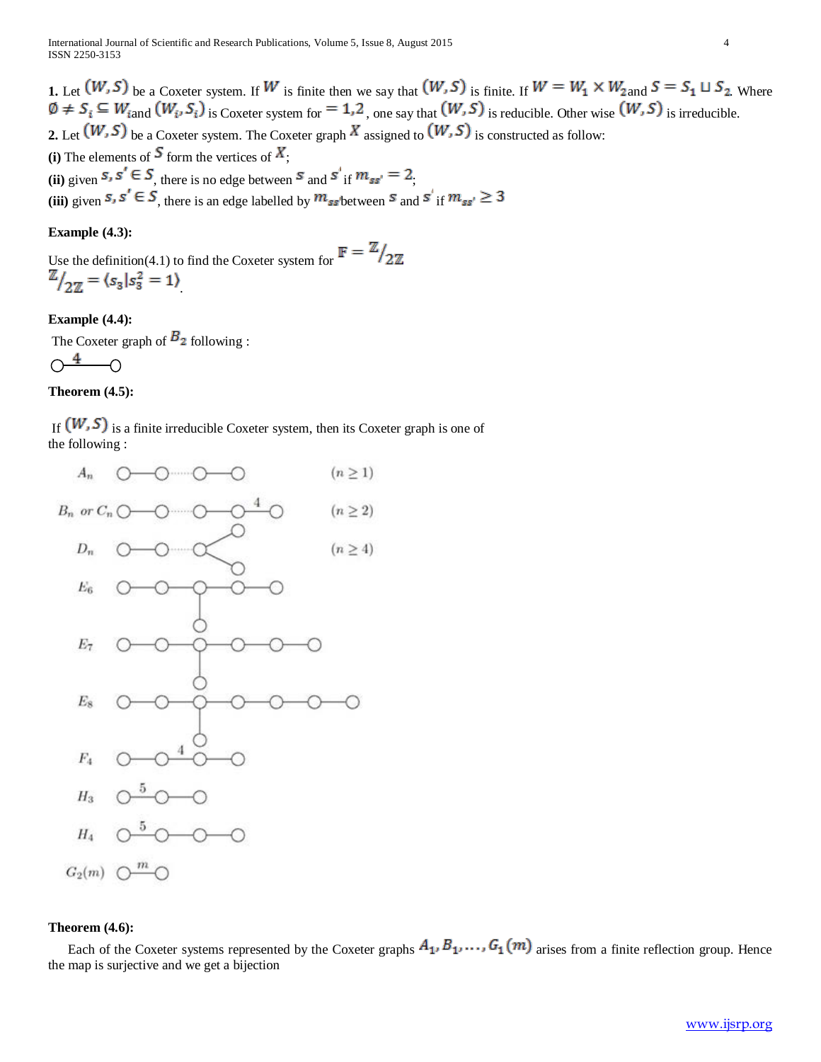**1.** Let $(W,S)$ be a Coxeter system. If $W$ is finite then we say that $(W,S)$ is finite. If $W = W_1 \times W_2$ and $S = S_1 \sqcup S_2$. Where $\emptyset \neq S_i \subseteq W_i$ and $(W_i, S_i)$ is Coxeter system for $= 1,2$, one say that $(W,S)$ is reducible. Other wise $(W,S)$ is irreducible.

**2.** Let $(W,S)$ be a Coxeter system. The Coxeter graph $X$ assigned to $(W,S)$ is constructed as follow:

**(i)** The elements of $S$ form the vertices of $X$;

**(ii)** given $s, s' \in S$, there is no edge between $s$ and $s'$ if $m_{ss'} = 2$;

**(iii)** given $s, s' \in S$, there is an edge labelled by $m_{ss'}$ between $s$ and $s'$ if $m_{ss'} \geq 3$

**Example (4.3):**

Use the definition(4.1) to find the Coxeter system for $\mathbb{F} = \mathbb{Z}/_{2\mathbb{Z}}$

$\mathbb{Z}/_{2\mathbb{Z}} = \langle s_3 | s_3^2 = 1 \rangle$.

**Example (4.4):**

The Coxeter graph of $B_2$ following :

O—4—O

**Theorem (4.5):**

If $(W,S)$ is a finite irreducible Coxeter system, then its Coxeter graph is one of the following :

$A_n$ $(n \geq 1)$

$B_n$ or $C_n$ 4 $(n \geq 2)$

$D_n$ $(n \geq 4)$

$E_6$

$E_7$

$E_8$

$F_4$ 4

$H_3$ 5

$H_4$ 5

$G_2(m)$ $m$

**Theorem (4.6):**

Each of the Coxeter systems represented by the Coxeter graphs $A_1, B_1, \dots, G_1(m)$ arises from a finite reflection group. Hence the map is surjective and we get a bijection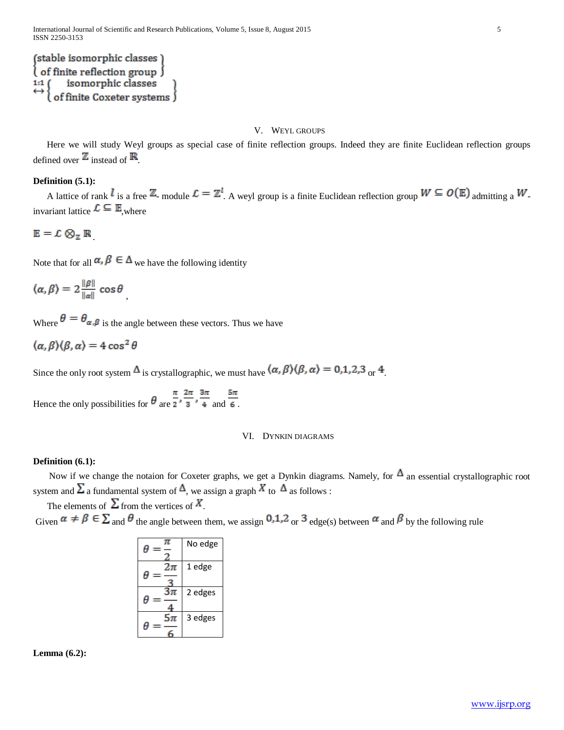$$\left\{\begin{matrix}\text{stable isomorphic classes} \\ \text{of finite reflection group}\end{matrix}\right\} \overset{1:1}{\leftrightarrow} \left\{\begin{matrix}\text{isomorphic classes} \\ \text{of finite Coxeter systems}\end{matrix}\right\}$$

## V. WEYL GROUPS

Here we will study Weyl groups as special case of finite reflection groups. Indeed they are finite Euclidean reflection groups defined over $\mathbb{Z}$ instead of $\mathbb{R}$.

**Definition (5.1):**

A lattice of rank $l$ is a free $\mathbb{Z}$- module $\mathcal{L} = \mathbb{Z}^l$. A weyl group is a finite Euclidean reflection group $W \subseteq O(\mathbb{E})$ admitting a $W$-invariant lattice $\mathcal{L} \subseteq \mathbb{E}$,where

$$\mathbb{E} = \mathcal{L} \otimes_{\mathbb{Z}} \mathbb{R}.$$

Note that for all $\alpha, \beta \in \Delta$ we have the following identity

$$\langle \alpha, \beta \rangle = 2\frac{\|\beta\|}{\|\alpha\|}\cos\theta,$$

Where $\theta = \theta_{\alpha,\beta}$ is the angle between these vectors. Thus we have

$$\langle \alpha, \beta \rangle \langle \beta, \alpha \rangle = 4\cos^2\theta$$

Since the only root system $\Delta$ is crystallographic, we must have $\langle \alpha, \beta \rangle \langle \beta, \alpha \rangle = 0,1,2,3$ or $4$.

Hence the only possibilities for $\theta$ are $\frac{\pi}{2}, \frac{2\pi}{3}, \frac{3\pi}{4}$ and $\frac{5\pi}{6}$.

## VI. DYNKIN DIAGRAMS

**Definition (6.1):**

Now if we change the notaion for Coxeter graphs, we get a Dynkin diagrams. Namely, for $\Delta$ an essential crystallographic root system and $\Sigma$ a fundamental system of $\Delta$, we assign a graph $X$ to $\Delta$ as follows :

The elements of $\Sigma$ from the vertices of $X$.

Given $\alpha \neq \beta \in \Sigma$ and $\theta$ the angle between them, we assign $0,1,2$ or $3$ edge(s) between $\alpha$ and $\beta$ by the following rule

| | |
|---|---|
| $\theta = \frac{\pi}{2}$ | No edge |
| $\theta = \frac{2\pi}{3}$ | 1 edge |
| $\theta = \frac{3\pi}{4}$ | 2 edges |
| $\theta = \frac{5\pi}{6}$ | 3 edges |

**Lemma (6.2):**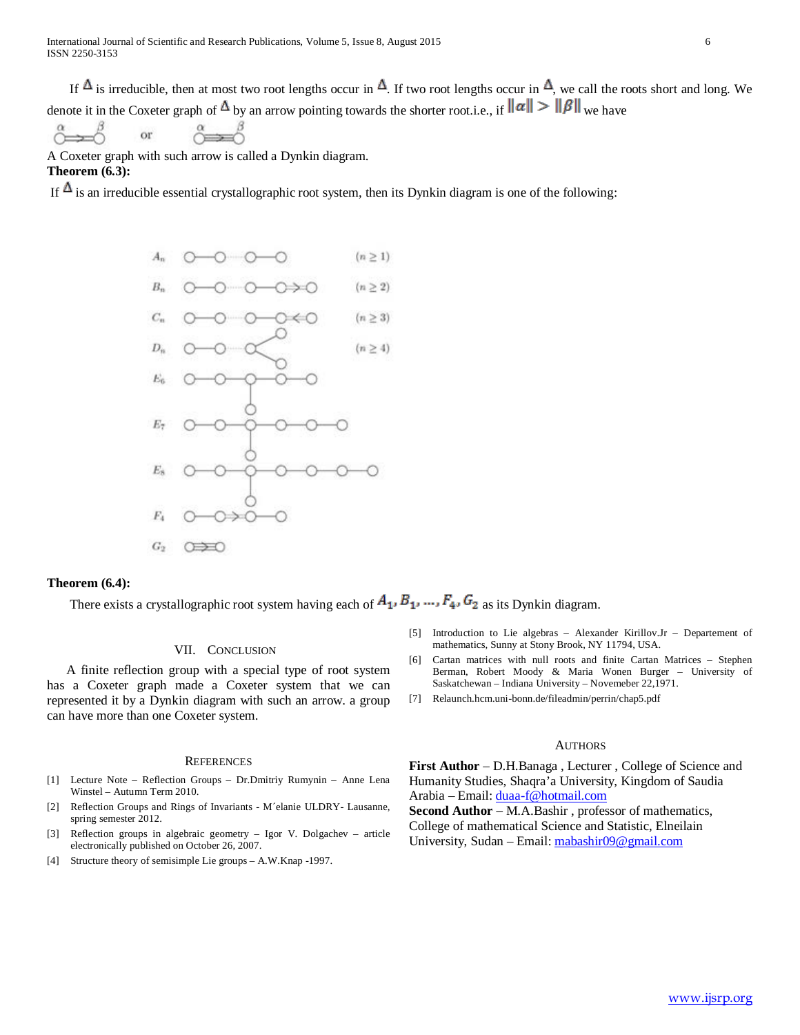If $\Delta$ is irreducible, then at most two root lengths occur in $\Delta$. If two root lengths occur in $\Delta$, we call the roots short and long. We denote it in the Coxeter graph of $\Delta$ by an arrow pointing towards the shorter root.i.e., if $\|\alpha\| > \|\beta\|$ we have

$\alpha$ $\beta$ or $\alpha$ $\beta$

A Coxeter graph with such arrow is called a Dynkin diagram.

**Theorem (6.3):**

If $\Delta$ is an irreducible essential crystallographic root system, then its Dynkin diagram is one of the following:

$A_n$ $(n \geq 1)$

$B_n$ $(n \geq 2)$

$C_n$ $(n \geq 3)$

$D_n$ $(n \geq 4)$

$E_6$

$E_7$

$E_8$

$F_4$

$G_2$

**Theorem (6.4):**

There exists a crystallographic root system having each of $A_1, B_1, \ldots, F_4, G_2$ as its Dynkin diagram.

## VII. Conclusion

A finite reflection group with a special type of root system has a Coxeter graph made a Coxeter system that we can represented it by a Dynkin diagram with such an arrow. a group can have more than one Coxeter system.

## References

[1] Lecture Note – Reflection Groups – Dr.Dmitriy Rumynin – Anne Lena Winstel – Autumn Term 2010.

[2] Reflection Groups and Rings of Invariants - M´elanie ULDRY- Lausanne, spring semester 2012.

[3] Reflection groups in algebraic geometry – Igor V. Dolgachev – article electronically published on October 26, 2007.

[4] Structure theory of semisimple Lie groups – A.W.Knap -1997.

[5] Introduction to Lie algebras – Alexander Kirillov.Jr – Departement of mathematics, Sunny at Stony Brook, NY 11794, USA.

[6] Cartan matrices with null roots and finite Cartan Matrices – Stephen Berman, Robert Moody & Maria Wonen Burger – University of Saskatchewan – Indiana University – Novemeber 22,1971.

[7] Relaunch.hcm.uni-bonn.de/fileadmin/perrin/chap5.pdf

## Authors

**First Author** – D.H.Banaga , Lecturer , College of Science and Humanity Studies, Shaqra'a University, Kingdom of Saudia Arabia – Email: duaa-f@hotmail.com

**Second Author** – M.A.Bashir , professor of mathematics, College of mathematical Science and Statistic, Elneilain University, Sudan – Email: mabashir09@gmail.com